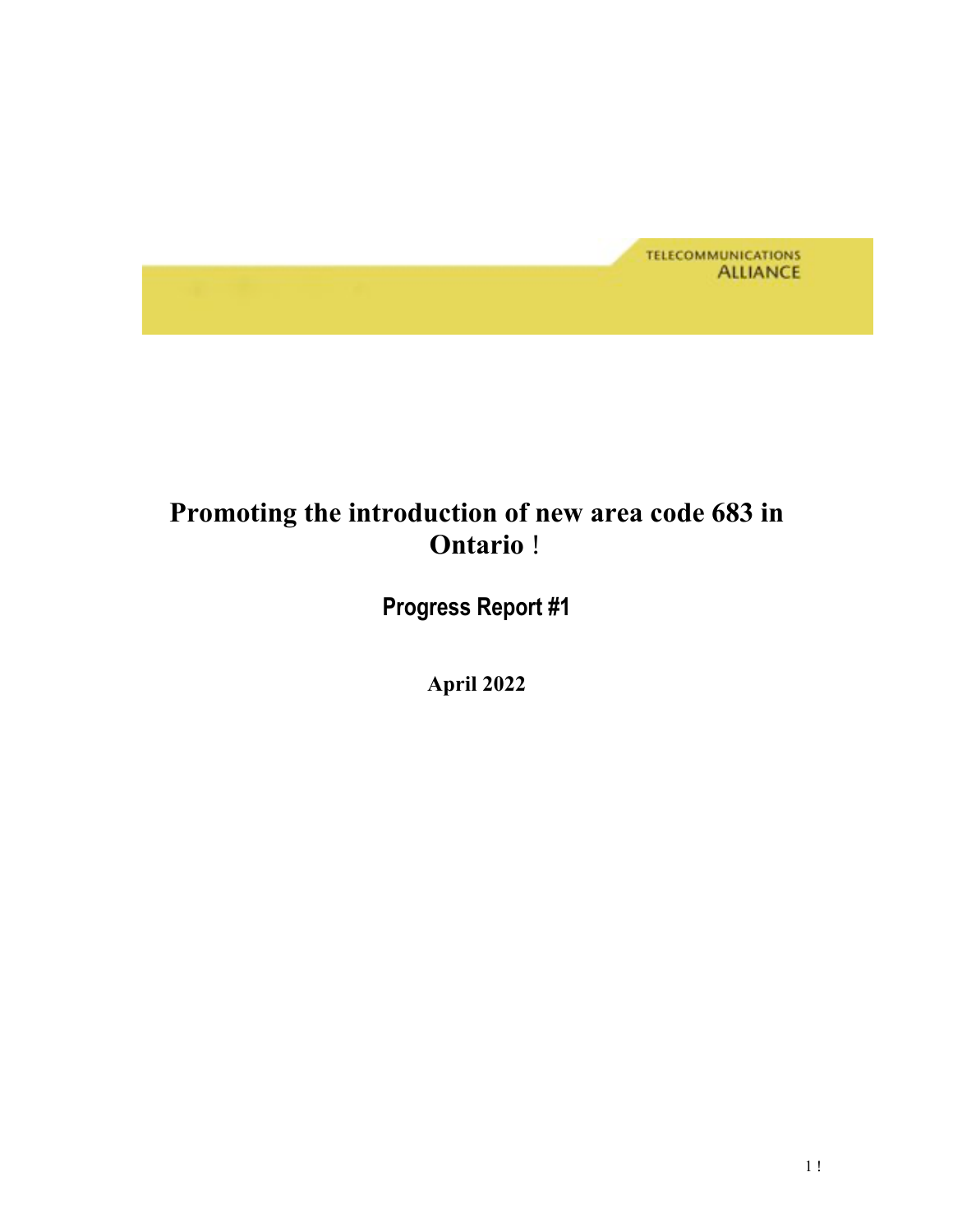TELECOMMUNICATIONS ALLIANCE

# Promoting the introduction of new area code 683 in Ontario !

## Progress Report #1

**April 2022**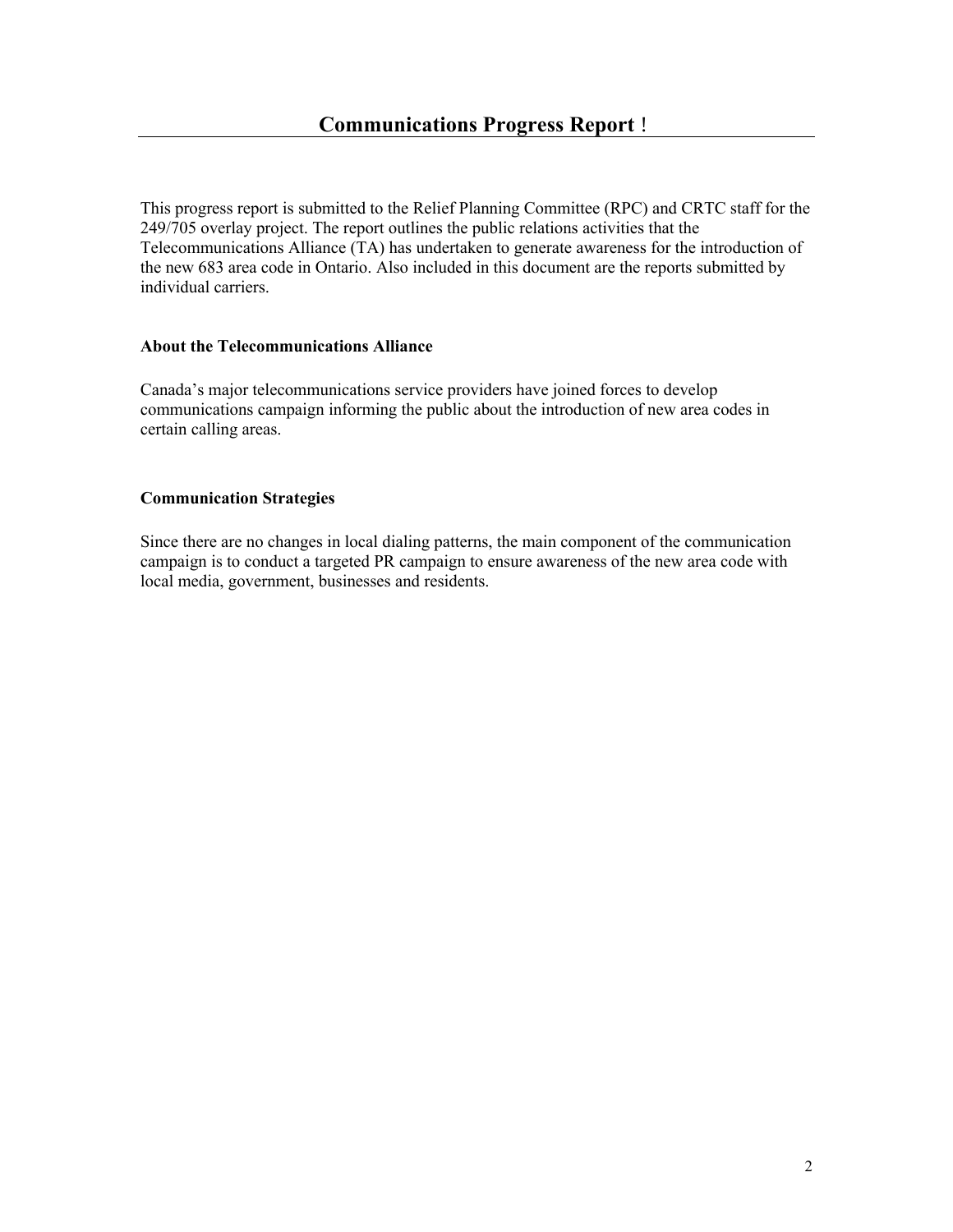# Communications Progress Report !

This progress report is submitted to the Relief Planning Committee (RPC) and CRTC staff for the 249/705 overlay project. The report outlines the public relations activities that the Telecommunications Alliance (TA) has undertaken to generate awareness for the introduction of the new 683 area code in Ontario. Also included in this document are the reports submitted by individual carriers.

### About the Telecommunications Alliance

Canada's major telecommunications service providers have joined forces to develop communications campaign informing the public about the introduction of new area codes in certain calling areas.

### Communication Strategies

Since there are no changes in local dialing patterns, the main component of the communication campaign is to conduct a targeted PR campaign to ensure awareness of the new area code with local media, government, businesses and residents.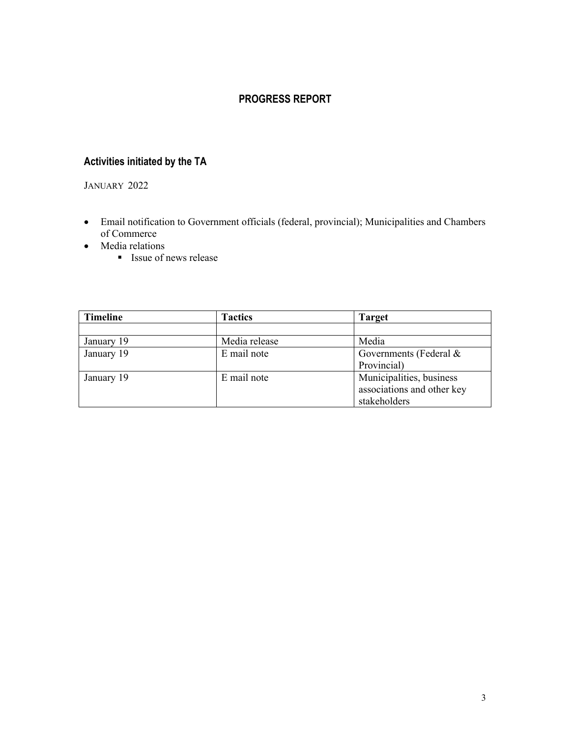# PROGRESS REPORT

## Activities initiated by the TA

JANUARY 2022

- Email notification to Government officials (federal, provincial); Municipalities and Chambers of Commerce
- Media relations
    - Issue of news release

| Timeline | Tactics | Target |
|---|---|---|
| | | |
| January 19 | Media release | Media |
| January 19 | E mail note | Governments (Federal & Provincial) |
| January 19 | E mail note | Municipalities, business associations and other key stakeholders |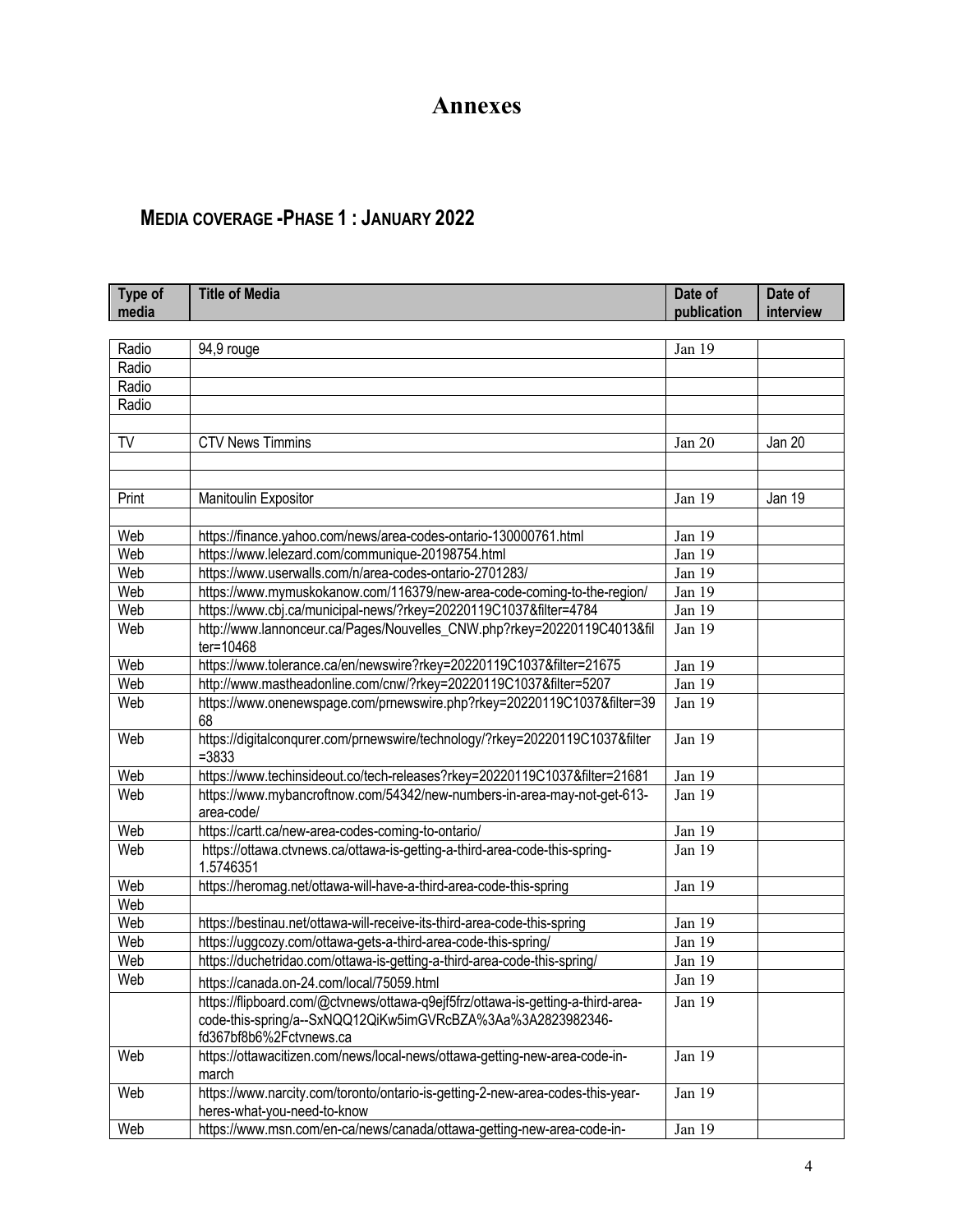# Annexes

## MEDIA COVERAGE - PHASE 1 : JANUARY 2022

| Type of media | Title of Media | Date of publication | Date of interview |
|---|---|---|---|
| Radio | 94,9 rouge | Jan 19 | |
| Radio | | | |
| Radio | | | |
| Radio | | | |
| | | | |
| TV | CTV News Timmins | Jan 20 | Jan 20 |
| | | | |
| | | | |
| Print | Manitoulin Expositor | Jan 19 | Jan 19 |
| | | | |
| Web | https://finance.yahoo.com/news/area-codes-ontario-130000761.html | Jan 19 | |
| Web | https://www.lelezard.com/communique-20198754.html | Jan 19 | |
| Web | https://www.userwalls.com/n/area-codes-ontario-2701283/ | Jan 19 | |
| Web | https://www.mymuskokanow.com/116379/new-area-code-coming-to-the-region/ | Jan 19 | |
| Web | https://www.cbj.ca/municipal-news/?rkey=20220119C1037&filter=4784 | Jan 19 | |
| Web | http://www.lannonceur.ca/Pages/Nouvelles_CNW.php?rkey=20220119C4013&filter=10468 | Jan 19 | |
| Web | https://www.tolerance.ca/en/newswire?rkey=20220119C1037&filter=21675 | Jan 19 | |
| Web | http://www.mastheadonline.com/cnw/?rkey=20220119C1037&filter=5207 | Jan 19 | |
| Web | https://www.onenewspage.com/prnewswire.php?rkey=20220119C1037&filter=3968 | Jan 19 | |
| Web | https://digitalconqurer.com/prnewswire/technology/?rkey=20220119C1037&filter=3833 | Jan 19 | |
| Web | https://www.techinsideout.co/tech-releases?rkey=20220119C1037&filter=21681 | Jan 19 | |
| Web | https://www.mybancroftnow.com/54342/new-numbers-in-area-may-not-get-613-area-code/ | Jan 19 | |
| Web | https://cartt.ca/new-area-codes-coming-to-ontario/ | Jan 19 | |
| Web | https://ottawa.ctvnews.ca/ottawa-is-getting-a-third-area-code-this-spring-1.5746351 | Jan 19 | |
| Web | https://heromag.net/ottawa-will-have-a-third-area-code-this-spring | Jan 19 | |
| Web | | | |
| Web | https://bestinau.net/ottawa-will-receive-its-third-area-code-this-spring | Jan 19 | |
| Web | https://uggcozy.com/ottawa-gets-a-third-area-code-this-spring/ | Jan 19 | |
| Web | https://duchetridao.com/ottawa-is-getting-a-third-area-code-this-spring/ | Jan 19 | |
| Web | https://canada.on-24.com/local/75059.html | Jan 19 | |
| | https://flipboard.com/@ctvnews/ottawa-q9ejf5frz/ottawa-is-getting-a-third-area-code-this-spring/a--SxNQQ12QiKw5imGVRcBZA%3Aa%3A2823982346-fd367bf8b6%2Fctvnews.ca | Jan 19 | |
| Web | https://ottawacitizen.com/news/local-news/ottawa-getting-new-area-code-in-march | Jan 19 | |
| Web | https://www.narcity.com/toronto/ontario-is-getting-2-new-area-codes-this-year-heres-what-you-need-to-know | Jan 19 | |
| Web | https://www.msn.com/en-ca/news/canada/ottawa-getting-new-area-code-in- | Jan 19 | |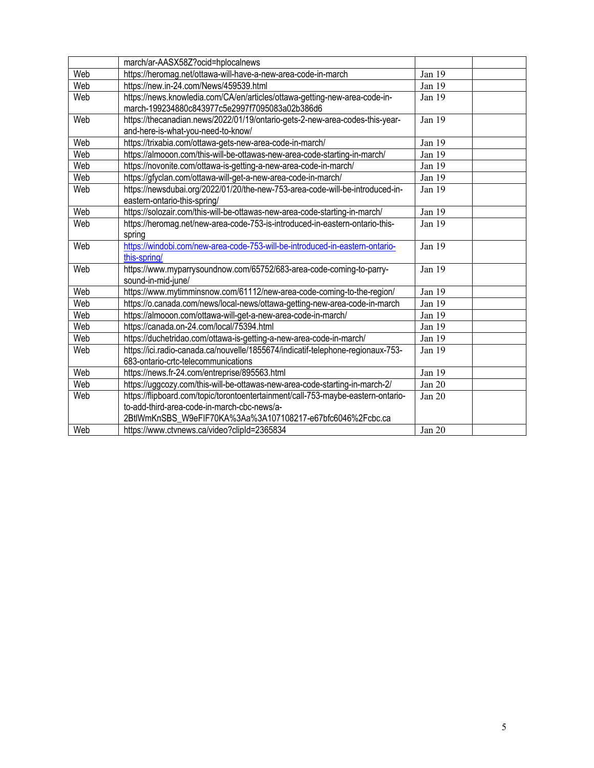| | | | |
|---|---|---|---|
| | march/ar-AASX58Z?ocid=hplocalnews | | |
| Web | https://heromag.net/ottawa-will-have-a-new-area-code-in-march | Jan 19 | |
| Web | https://new.in-24.com/News/459539.html | Jan 19 | |
| Web | https://news.knowledia.com/CA/en/articles/ottawa-getting-new-area-code-in-march-199234880c843977c5e2997f7095083a02b386d6 | Jan 19 | |
| Web | https://thecanadian.news/2022/01/19/ontario-gets-2-new-area-codes-this-year-and-here-is-what-you-need-to-know/ | Jan 19 | |
| Web | https://trixabia.com/ottawa-gets-new-area-code-in-march/ | Jan 19 | |
| Web | https://almooon.com/this-will-be-ottawas-new-area-code-starting-in-march/ | Jan 19 | |
| Web | https://novonite.com/ottawa-is-getting-a-new-area-code-in-march/ | Jan 19 | |
| Web | https://gfyclan.com/ottawa-will-get-a-new-area-code-in-march/ | Jan 19 | |
| Web | https://newsdubai.org/2022/01/20/the-new-753-area-code-will-be-introduced-in-eastern-ontario-this-spring/ | Jan 19 | |
| Web | https://solozair.com/this-will-be-ottawas-new-area-code-starting-in-march/ | Jan 19 | |
| Web | https://heromag.net/new-area-code-753-is-introduced-in-eastern-ontario-this-spring | Jan 19 | |
| Web | https://windobi.com/new-area-code-753-will-be-introduced-in-eastern-ontario-this-spring/ | Jan 19 | |
| Web | https://www.myparrysoundnow.com/65752/683-area-code-coming-to-parry-sound-in-mid-june/ | Jan 19 | |
| Web | https://www.mytimminsnow.com/61112/new-area-code-coming-to-the-region/ | Jan 19 | |
| Web | https://o.canada.com/news/local-news/ottawa-getting-new-area-code-in-march | Jan 19 | |
| Web | https://almooon.com/ottawa-will-get-a-new-area-code-in-march/ | Jan 19 | |
| Web | https://canada.on-24.com/local/75394.html | Jan 19 | |
| Web | https://duchetridao.com/ottawa-is-getting-a-new-area-code-in-march/ | Jan 19 | |
| Web | https://ici.radio-canada.ca/nouvelle/1855674/indicatif-telephone-regionaux-753-683-ontario-crtc-telecommunications | Jan 19 | |
| Web | https://news.fr-24.com/entreprise/895563.html | Jan 19 | |
| Web | https://uggcozy.com/this-will-be-ottawas-new-area-code-starting-in-march-2/ | Jan 20 | |
| Web | https://flipboard.com/topic/torontoentertainment/call-753-maybe-eastern-ontario-to-add-third-area-code-in-march-cbc-news/a-2BtlWmKnSBS_W9eFIF70KA%3Aa%3A107108217-e67bfc6046%2Fcbc.ca | Jan 20 | |
| Web | https://www.ctvnews.ca/video?clipId=2365834 | Jan 20 | |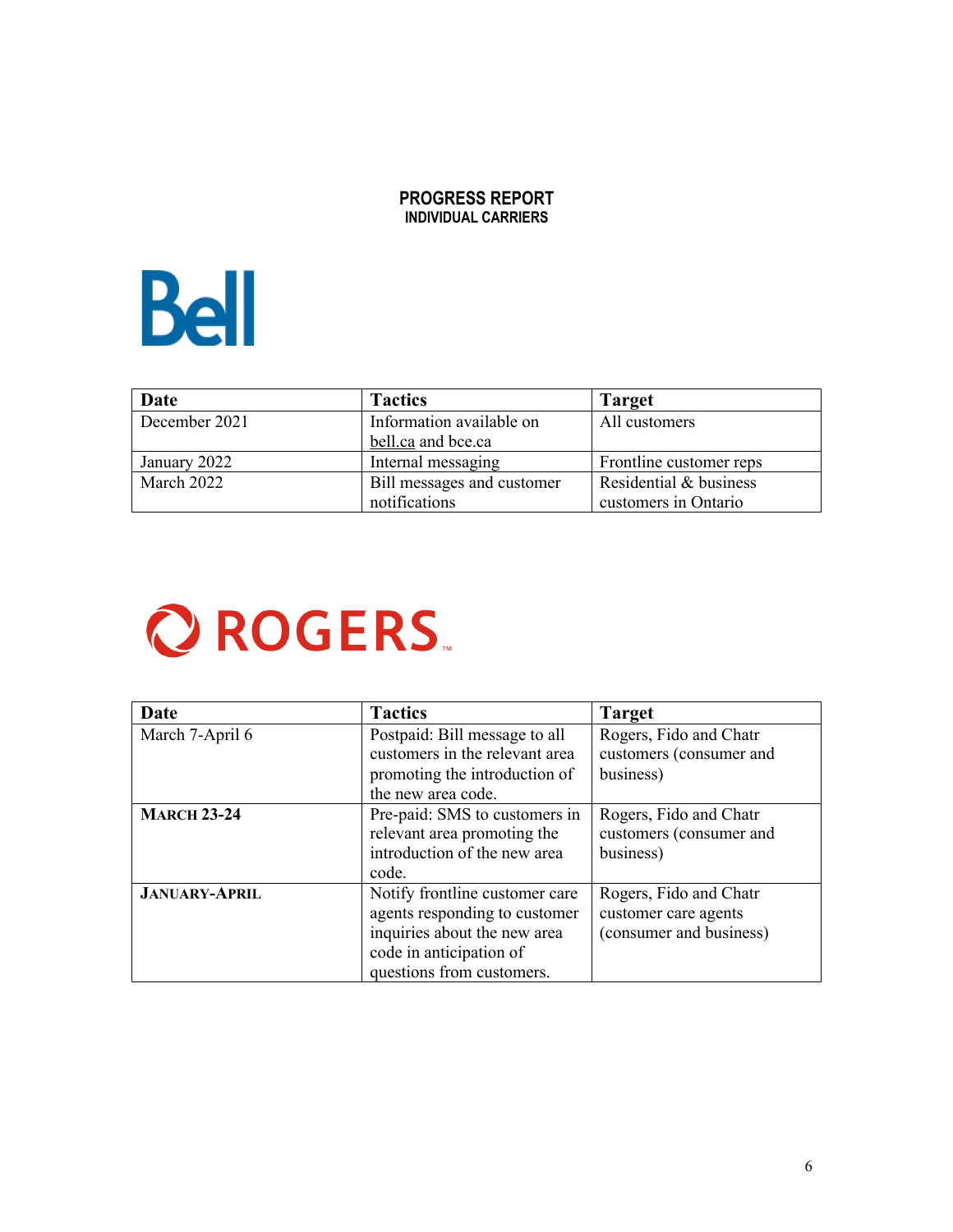**PROGRESS REPORT**
**INDIVIDUAL CARRIERS**

Bell

| Date | Tactics | Target |
|---|---|---|
| December 2021 | Information available on bell.ca and bce.ca | All customers |
| January 2022 | Internal messaging | Frontline customer reps |
| March 2022 | Bill messages and customer notifications | Residential & business customers in Ontario |

ROGERS™

| Date | Tactics | Target |
|---|---|---|
| March 7-April 6 | Postpaid: Bill message to all customers in the relevant area promoting the introduction of the new area code. | Rogers, Fido and Chatr customers (consumer and business) |
| **MARCH 23-24** | Pre-paid: SMS to customers in relevant area promoting the introduction of the new area code. | Rogers, Fido and Chatr customers (consumer and business) |
| **JANUARY-APRIL** | Notify frontline customer care agents responding to customer inquiries about the new area code in anticipation of questions from customers. | Rogers, Fido and Chatr customer care agents (consumer and business) |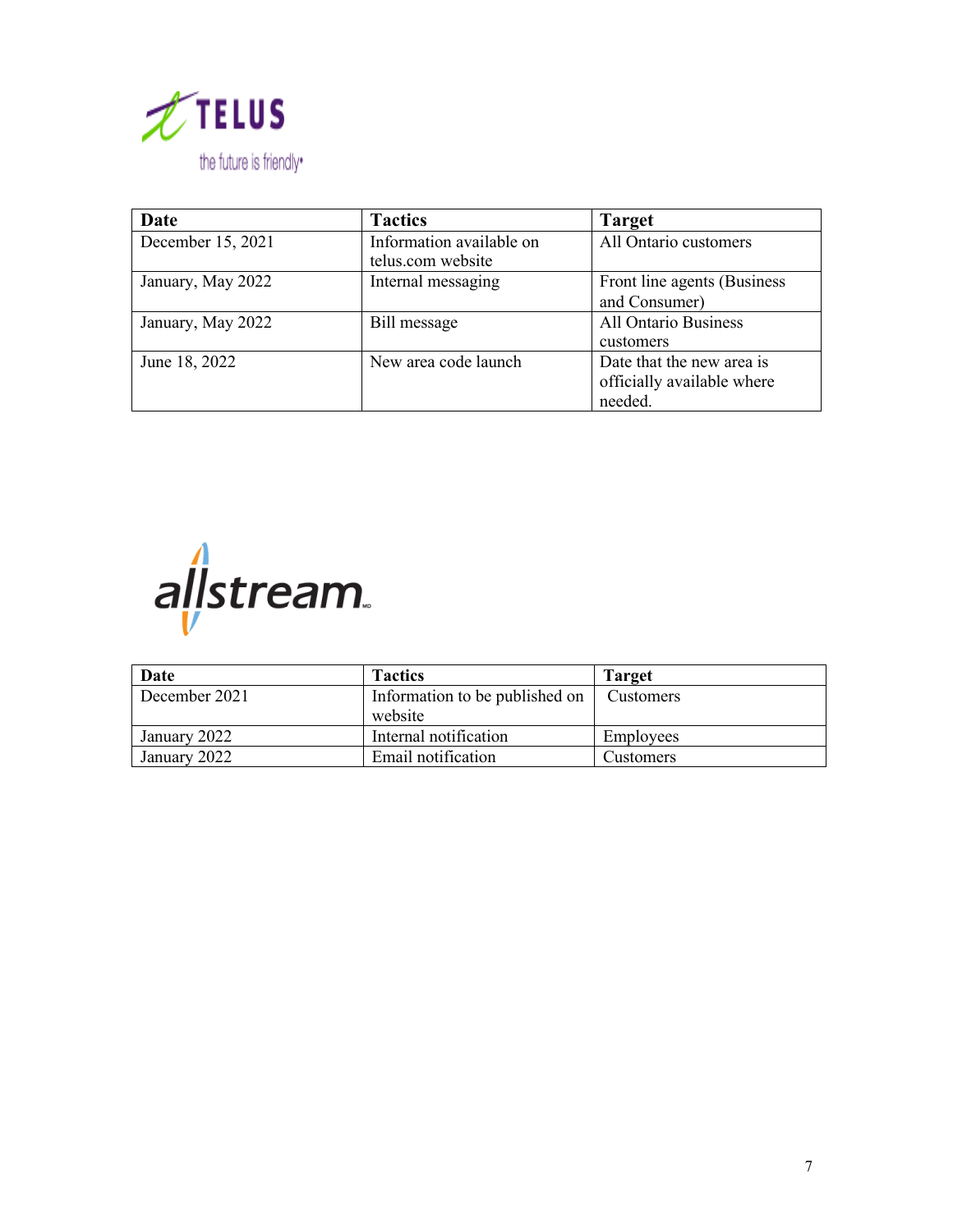TELUS

the future is friendly

| Date | Tactics | Target |
| --- | --- | --- |
| December 15, 2021 | Information available on telus.com website | All Ontario customers |
| January, May 2022 | Internal messaging | Front line agents (Business and Consumer) |
| January, May 2022 | Bill message | All Ontario Business customers |
| June 18, 2022 | New area code launch | Date that the new area is officially available where needed. |

allstream

| Date | Tactics | Target |
| --- | --- | --- |
| December 2021 | Information to be published on website | Customers |
| January 2022 | Internal notification | Employees |
| January 2022 | Email notification | Customers |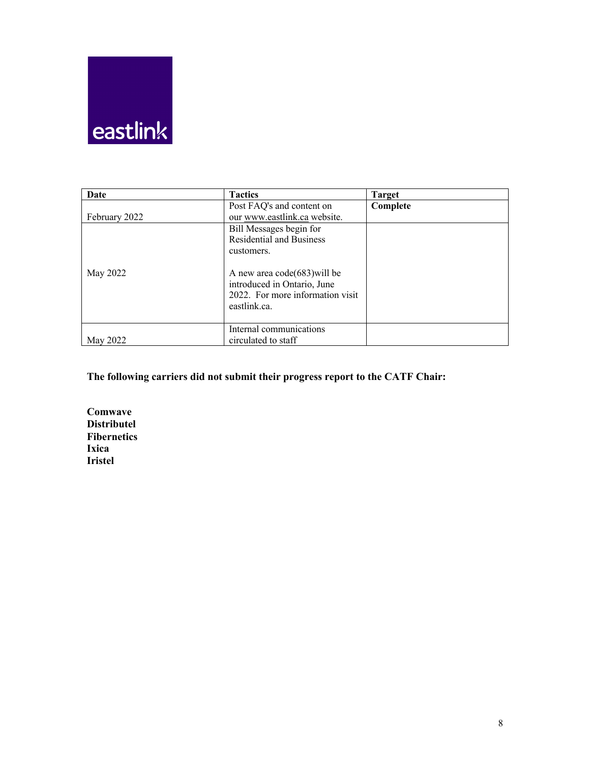eastlink

| Date | Tactics | Target |
|---|---|---|
| February 2022 | Post FAQ's and content on our www.eastlink.ca website. | **Complete** |
| May 2022 | Bill Messages begin for Residential and Business customers.<br><br>A new area code(683)will be introduced in Ontario, June 2022. For more information visit eastlink.ca. | |
| May 2022 | Internal communications circulated to staff | |

**The following carriers did not submit their progress report to the CATF Chair:**

**Comwave**
**Distributel**
**Fibernetics**
**Ixica**
**Iristel**